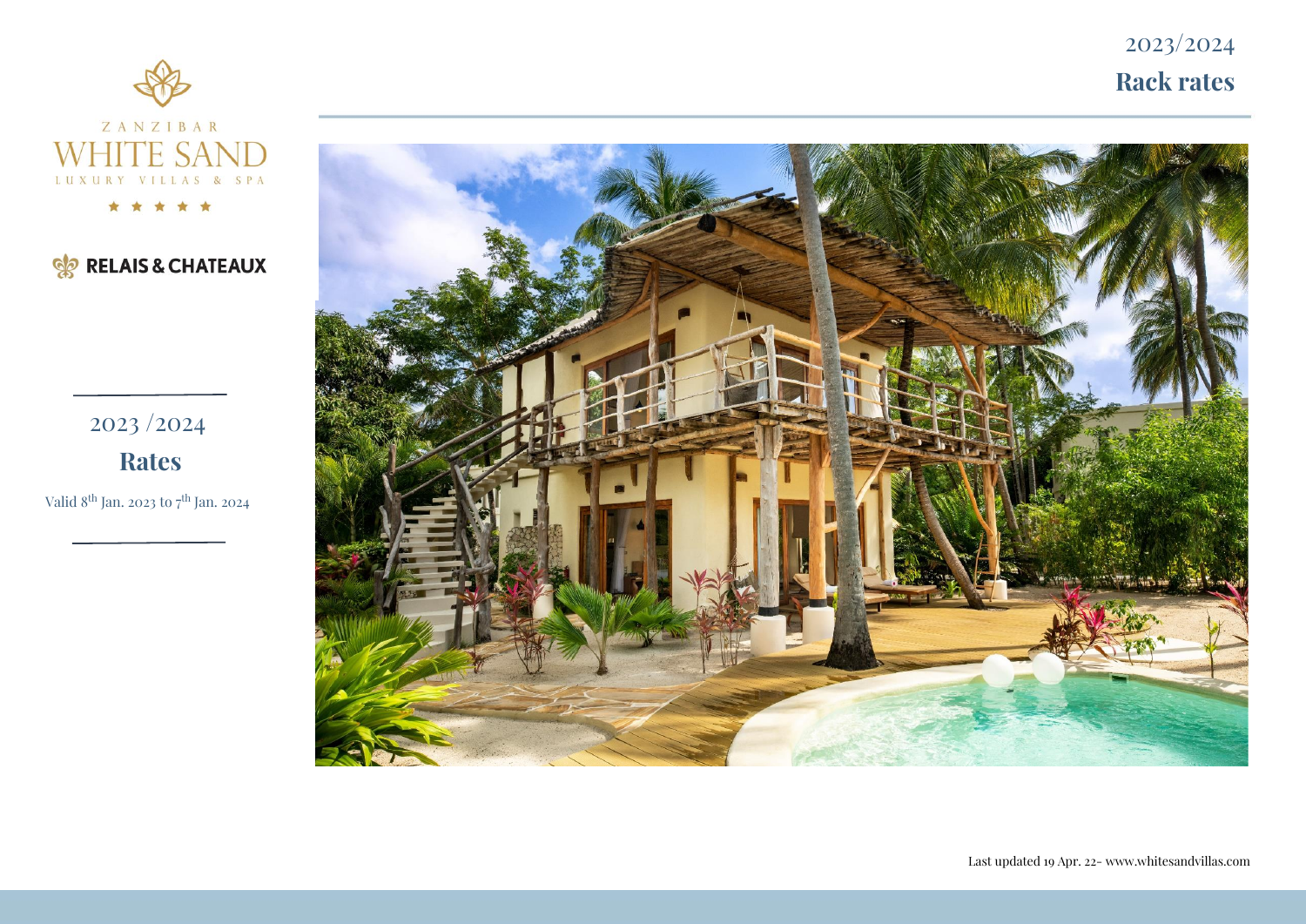ZANZIBAR

WHITE SAND

LUXURY VILLAS & SPA

★ ★ ★ ★ ★

RELAIS & CHATEAUX

# 2023/2024

# Rack rates

## 2023 /2024

## Rates

Valid 8th Jan. 2023 to 7th Jan. 2024

Last updated 19 Apr. 22- www.whitesandvillas.com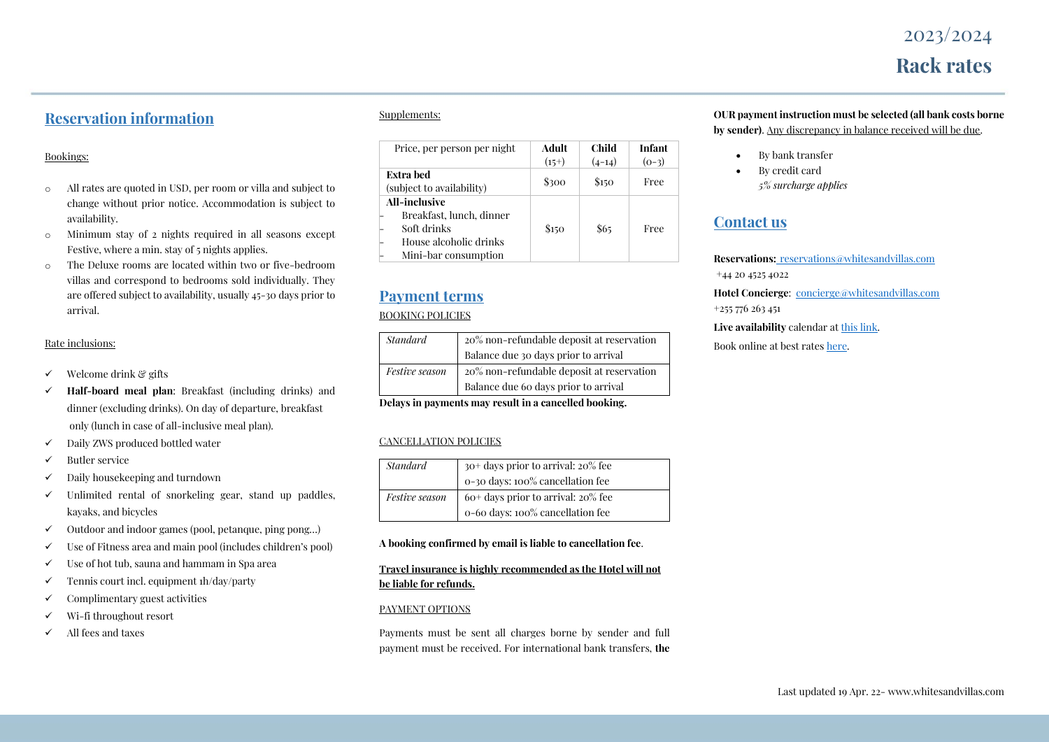2023/2024

# Rack rates

## Reservation information

Bookings:

- All rates are quoted in USD, per room or villa and subject to change without prior notice. Accommodation is subject to availability.
- Minimum stay of 2 nights required in all seasons except Festive, where a min. stay of 5 nights applies.
- The Deluxe rooms are located within two or five-bedroom villas and correspond to bedrooms sold individually. They are offered subject to availability, usually 45-30 days prior to arrival.

Rate inclusions:

- ✓ Welcome drink & gifts
- ✓ **Half-board meal plan**: Breakfast (including drinks) and dinner (excluding drinks). On day of departure, breakfast only (lunch in case of all-inclusive meal plan).
- ✓ Daily ZWS produced bottled water
- ✓ Butler service
- ✓ Daily housekeeping and turndown
- ✓ Unlimited rental of snorkeling gear, stand up paddles, kayaks, and bicycles
- ✓ Outdoor and indoor games (pool, petanque, ping pong…)
- ✓ Use of Fitness area and main pool (includes children's pool)
- ✓ Use of hot tub, sauna and hammam in Spa area
- ✓ Tennis court incl. equipment 1h/day/party
- ✓ Complimentary guest activities
- ✓ Wi-fi throughout resort
- ✓ All fees and taxes

Supplements:

| Price, per person per night | Adult (15+) | Child (4-14) | Infant (0-3) |
|---|---|---|---|
| **Extra bed** (subject to availability) | $300 | $150 | Free |
| **All-inclusive**<br>- Breakfast, lunch, dinner<br>- Soft drinks<br>- House alcoholic drinks<br>- Mini-bar consumption | $150 | $65 | Free |

## Payment terms

BOOKING POLICIES

| *Standard* | 20% non-refundable deposit at reservation<br>Balance due 30 days prior to arrival |
|---|---|
| *Festive season* | 20% non-refundable deposit at reservation<br>Balance due 60 days prior to arrival |

**Delays in payments may result in a cancelled booking.**

CANCELLATION POLICIES

| *Standard* | 30+ days prior to arrival: 20% fee<br>0-30 days: 100% cancellation fee |
|---|---|
| *Festive season* | 60+ days prior to arrival: 20% fee<br>0-60 days: 100% cancellation fee |

**A booking confirmed by email is liable to cancellation fee**.

**Travel insurance is highly recommended as the Hotel will not be liable for refunds.**

PAYMENT OPTIONS

Payments must be sent all charges borne by sender and full payment must be received. For international bank transfers, **the OUR payment instruction must be selected (all bank costs borne by sender)**. Any discrepancy in balance received will be due.

- By bank transfer
- By credit card
  *5% surcharge applies*

## Contact us

**Reservations:** reservations@whitesandvillas.com
+44 20 4525 4022

**Hotel Concierge**: concierge@whitesandvillas.com
+255 776 263 451

**Live availability** calendar at this link.

Book online at best rates here.

Last updated 19 Apr. 22- www.whitesandvillas.com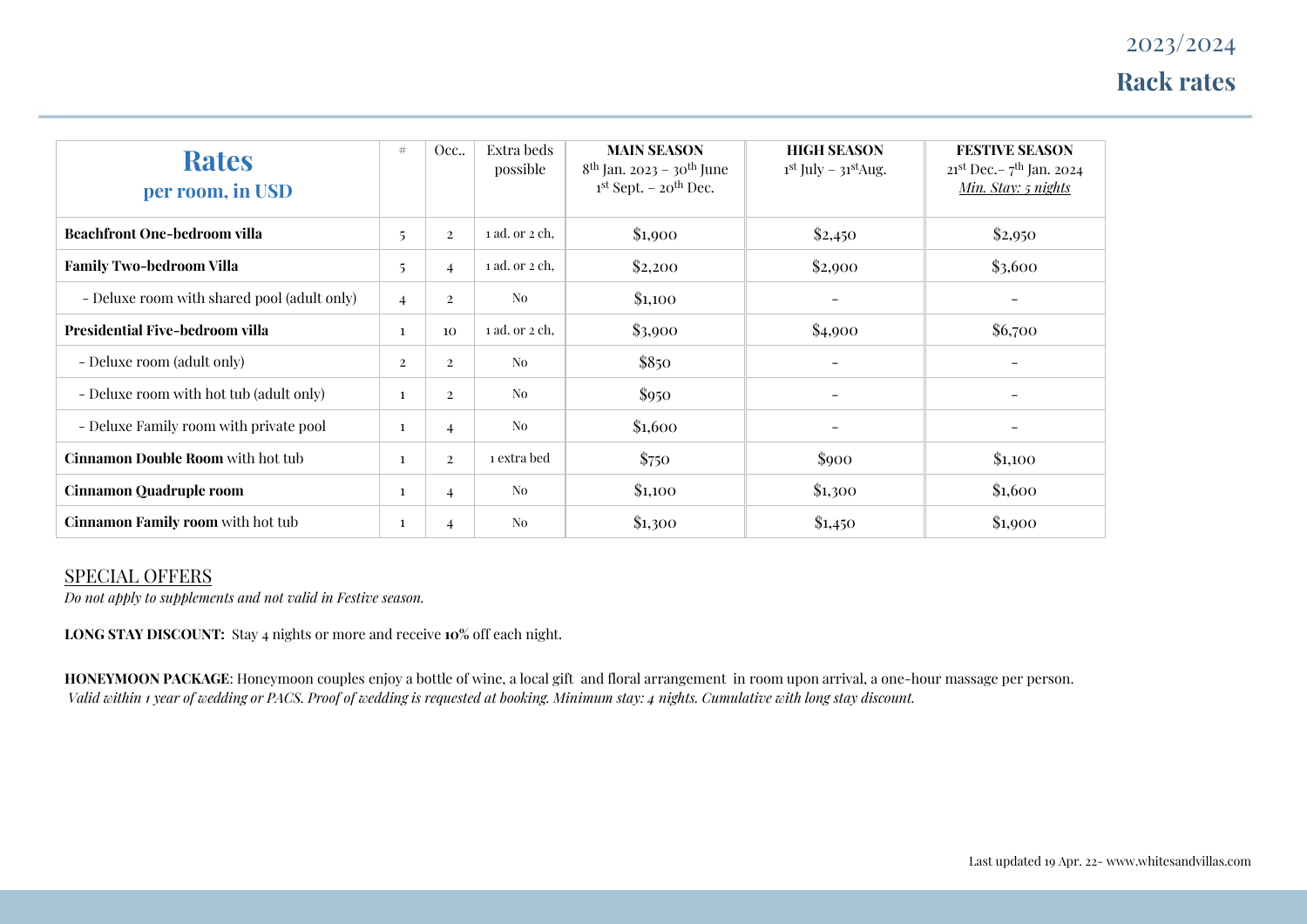# 2023/2024
# Rack rates

| **Rates** per room, in USD | # | Occ.. | Extra beds possible | **MAIN SEASON** 8th Jan. 2023 – 30th June 1st Sept. – 20th Dec. | **HIGH SEASON** 1st July – 31stAug. | **FESTIVE SEASON** 21st Dec.– 7th Jan. 2024 *Min. Stay: 5 nights* |
|---|---|---|---|---|---|---|
| **Beachfront One-bedroom villa** | 5 | 2 | 1 ad. or 2 ch, | $1,900 | $2,450 | $2,950 |
| **Family Two-bedroom Villa** | 5 | 4 | 1 ad. or 2 ch, | $2,200 | $2,900 | $3,600 |
| - Deluxe room with shared pool (adult only) | 4 | 2 | No | $1,100 | - | - |
| **Presidential Five-bedroom villa** | 1 | 10 | 1 ad. or 2 ch, | $3,900 | $4,900 | $6,700 |
| - Deluxe room (adult only) | 2 | 2 | No | $850 | - | - |
| - Deluxe room with hot tub (adult only) | 1 | 2 | No | $950 | - | - |
| - Deluxe Family room with private pool | 1 | 4 | No | $1,600 | - | - |
| **Cinnamon Double Room** with hot tub | 1 | 2 | 1 extra bed | $750 | $900 | $1,100 |
| **Cinnamon Quadruple room** | 1 | 4 | No | $1,100 | $1,300 | $1,600 |
| **Cinnamon Family room** with hot tub | 1 | 4 | No | $1,300 | $1,450 | $1,900 |

## SPECIAL OFFERS

*Do not apply to supplements and not valid in Festive season.*

**LONG STAY DISCOUNT:** Stay 4 nights or more and receive **10%** off each night.

**HONEYMOON PACKAGE**: Honeymoon couples enjoy a bottle of wine, a local gift and floral arrangement in room upon arrival, a one-hour massage per person.
*Valid within 1 year of wedding or PACS. Proof of wedding is requested at booking. Minimum stay: 4 nights. Cumulative with long stay discount.*

Last updated 19 Apr. 22- www.whitesandvillas.com